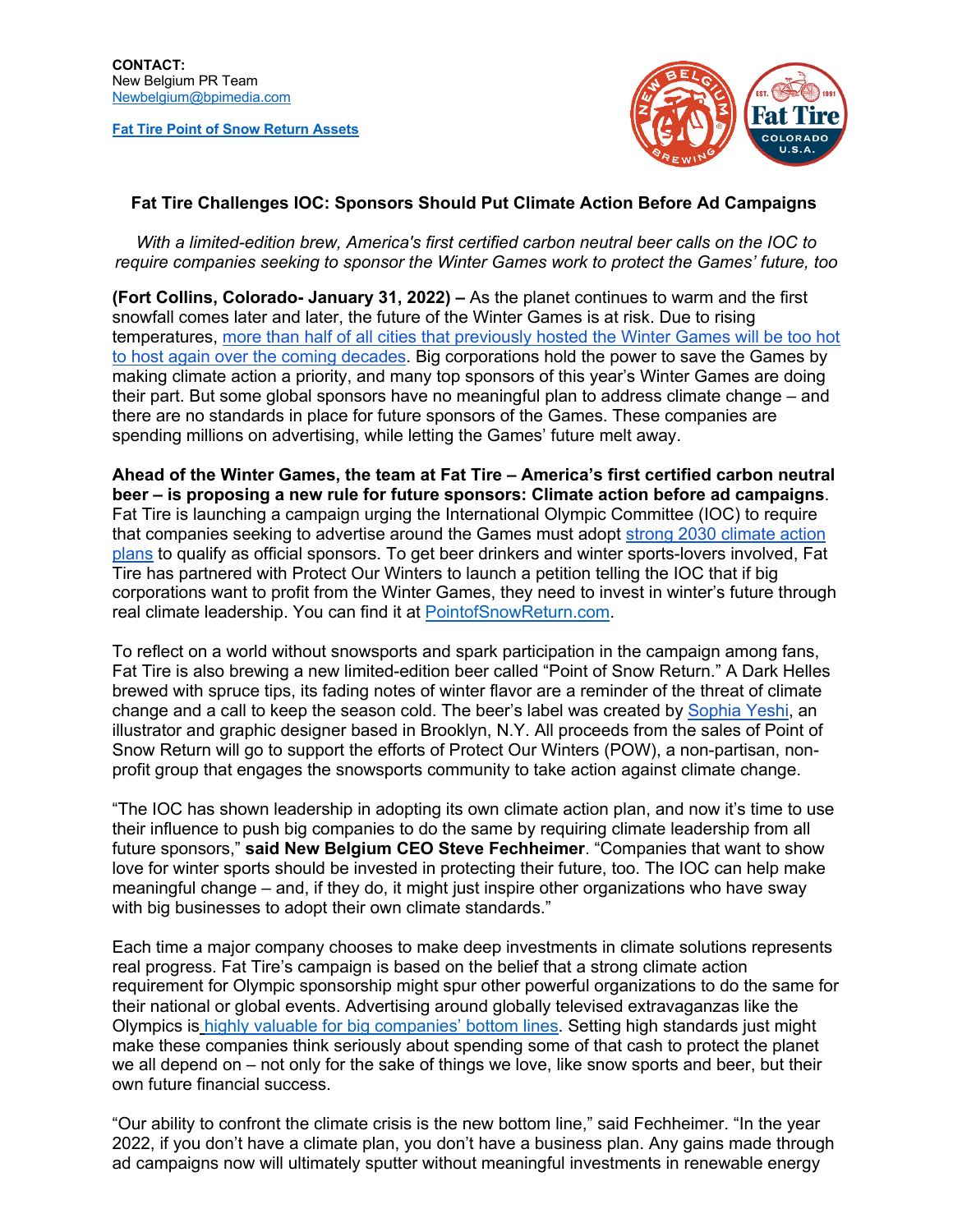**CONTACT:**
New Belgium PR Team
[Newbelgium@bpimedia.com](mailto:Newbelgium@bpimedia.com)

**[Fat Tire Point of Snow Return Assets]()**

## Fat Tire Challenges IOC: Sponsors Should Put Climate Action Before Ad Campaigns

*With a limited-edition brew, America's first certified carbon neutral beer calls on the IOC to require companies seeking to sponsor the Winter Games work to protect the Games' future, too*

**(Fort Collins, Colorado- January 31, 2022) –** As the planet continues to warm and the first snowfall comes later and later, the future of the Winter Games is at risk. Due to rising temperatures, [more than half of all cities that previously hosted the Winter Games will be too hot to host again over the coming decades](). Big corporations hold the power to save the Games by making climate action a priority, and many top sponsors of this year's Winter Games are doing their part. But some global sponsors have no meaningful plan to address climate change – and there are no standards in place for future sponsors of the Games. These companies are spending millions on advertising, while letting the Games' future melt away.

**Ahead of the Winter Games, the team at Fat Tire – America's first certified carbon neutral beer – is proposing a new rule for future sponsors: Climate action before ad campaigns**. Fat Tire is launching a campaign urging the International Olympic Committee (IOC) to require that companies seeking to advertise around the Games must adopt [strong 2030 climate action plans]() to qualify as official sponsors. To get beer drinkers and winter sports-lovers involved, Fat Tire has partnered with Protect Our Winters to launch a petition telling the IOC that if big corporations want to profit from the Winter Games, they need to invest in winter's future through real climate leadership. You can find it at [PointofSnowReturn.com]().

To reflect on a world without snowsports and spark participation in the campaign among fans, Fat Tire is also brewing a new limited-edition beer called "Point of Snow Return." A Dark Helles brewed with spruce tips, its fading notes of winter flavor are a reminder of the threat of climate change and a call to keep the season cold. The beer's label was created by [Sophia Yeshi](), an illustrator and graphic designer based in Brooklyn, N.Y. All proceeds from the sales of Point of Snow Return will go to support the efforts of Protect Our Winters (POW), a non-partisan, non-profit group that engages the snowsports community to take action against climate change.

"The IOC has shown leadership in adopting its own climate action plan, and now it's time to use their influence to push big companies to do the same by requiring climate leadership from all future sponsors," **said New Belgium CEO Steve Fechheimer**. "Companies that want to show love for winter sports should be invested in protecting their future, too. The IOC can help make meaningful change – and, if they do, it might just inspire other organizations who have sway with big businesses to adopt their own climate standards."

Each time a major company chooses to make deep investments in climate solutions represents real progress. Fat Tire's campaign is based on the belief that a strong climate action requirement for Olympic sponsorship might spur other powerful organizations to do the same for their national or global events. Advertising around globally televised extravaganzas like the Olympics is [highly valuable for big companies' bottom lines](). Setting high standards just might make these companies think seriously about spending some of that cash to protect the planet we all depend on – not only for the sake of things we love, like snow sports and beer, but their own future financial success.

"Our ability to confront the climate crisis is the new bottom line," said Fechheimer. "In the year 2022, if you don't have a climate plan, you don't have a business plan. Any gains made through ad campaigns now will ultimately sputter without meaningful investments in renewable energy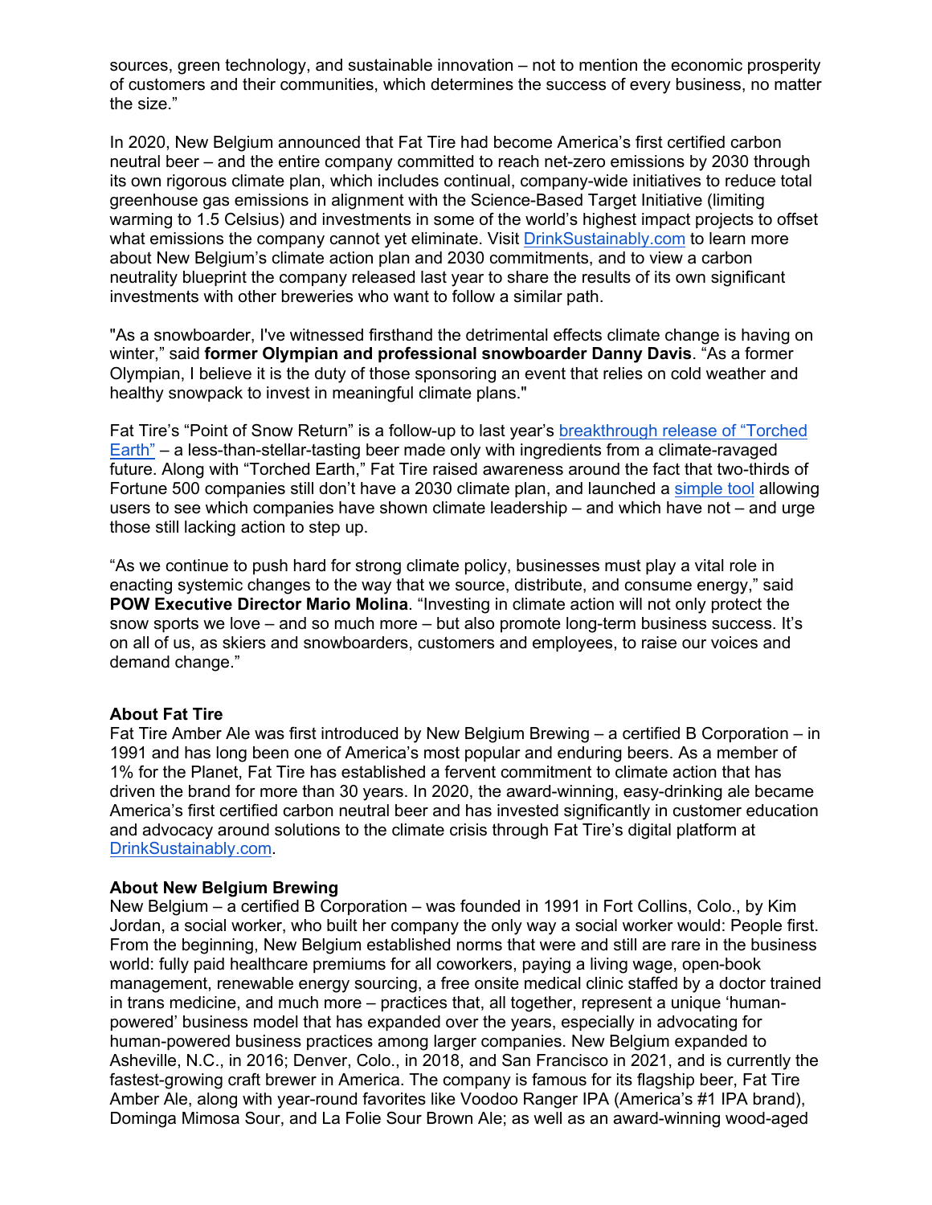sources, green technology, and sustainable innovation – not to mention the economic prosperity of customers and their communities, which determines the success of every business, no matter the size."

In 2020, New Belgium announced that Fat Tire had become America's first certified carbon neutral beer – and the entire company committed to reach net-zero emissions by 2030 through its own rigorous climate plan, which includes continual, company-wide initiatives to reduce total greenhouse gas emissions in alignment with the Science-Based Target Initiative (limiting warming to 1.5 Celsius) and investments in some of the world's highest impact projects to offset what emissions the company cannot yet eliminate. Visit [DrinkSustainably.com](DrinkSustainably.com) to learn more about New Belgium's climate action plan and 2030 commitments, and to view a carbon neutrality blueprint the company released last year to share the results of its own significant investments with other breweries who want to follow a similar path.

"As a snowboarder, I've witnessed firsthand the detrimental effects climate change is having on winter," said **former Olympian and professional snowboarder Danny Davis**. "As a former Olympian, I believe it is the duty of those sponsoring an event that relies on cold weather and healthy snowpack to invest in meaningful climate plans."

Fat Tire's "Point of Snow Return" is a follow-up to last year's breakthrough release of "Torched Earth" – a less-than-stellar-tasting beer made only with ingredients from a climate-ravaged future. Along with "Torched Earth," Fat Tire raised awareness around the fact that two-thirds of Fortune 500 companies still don't have a 2030 climate plan, and launched a simple tool allowing users to see which companies have shown climate leadership – and which have not – and urge those still lacking action to step up.

"As we continue to push hard for strong climate policy, businesses must play a vital role in enacting systemic changes to the way that we source, distribute, and consume energy," said **POW Executive Director Mario Molina**. "Investing in climate action will not only protect the snow sports we love – and so much more – but also promote long-term business success. It's on all of us, as skiers and snowboarders, customers and employees, to raise our voices and demand change."

**About Fat Tire**

Fat Tire Amber Ale was first introduced by New Belgium Brewing – a certified B Corporation – in 1991 and has long been one of America's most popular and enduring beers. As a member of 1% for the Planet, Fat Tire has established a fervent commitment to climate action that has driven the brand for more than 30 years. In 2020, the award-winning, easy-drinking ale became America's first certified carbon neutral beer and has invested significantly in customer education and advocacy around solutions to the climate crisis through Fat Tire's digital platform at DrinkSustainably.com.

**About New Belgium Brewing**

New Belgium – a certified B Corporation – was founded in 1991 in Fort Collins, Colo., by Kim Jordan, a social worker, who built her company the only way a social worker would: People first. From the beginning, New Belgium established norms that were and still are rare in the business world: fully paid healthcare premiums for all coworkers, paying a living wage, open-book management, renewable energy sourcing, a free onsite medical clinic staffed by a doctor trained in trans medicine, and much more – practices that, all together, represent a unique 'human-powered' business model that has expanded over the years, especially in advocating for human-powered business practices among larger companies. New Belgium expanded to Asheville, N.C., in 2016; Denver, Colo., in 2018, and San Francisco in 2021, and is currently the fastest-growing craft brewer in America. The company is famous for its flagship beer, Fat Tire Amber Ale, along with year-round favorites like Voodoo Ranger IPA (America's #1 IPA brand), Dominga Mimosa Sour, and La Folie Sour Brown Ale; as well as an award-winning wood-aged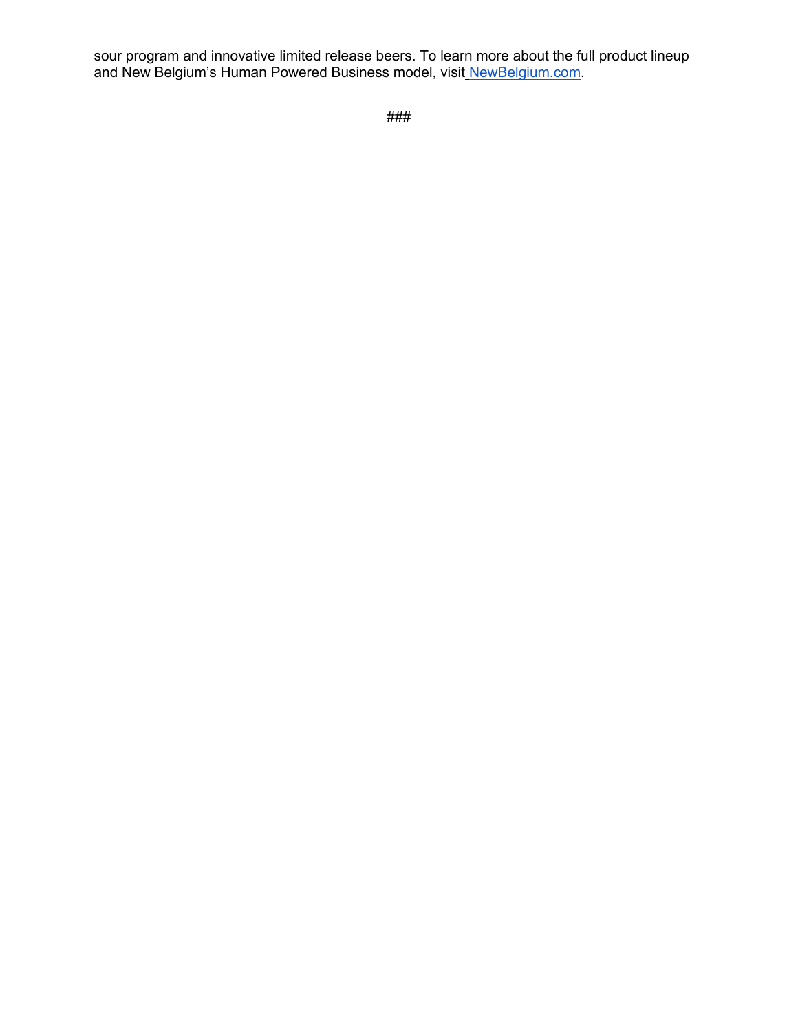sour program and innovative limited release beers. To learn more about the full product lineup and New Belgium's Human Powered Business model, visit [NewBelgium.com](http://NewBelgium.com).

###